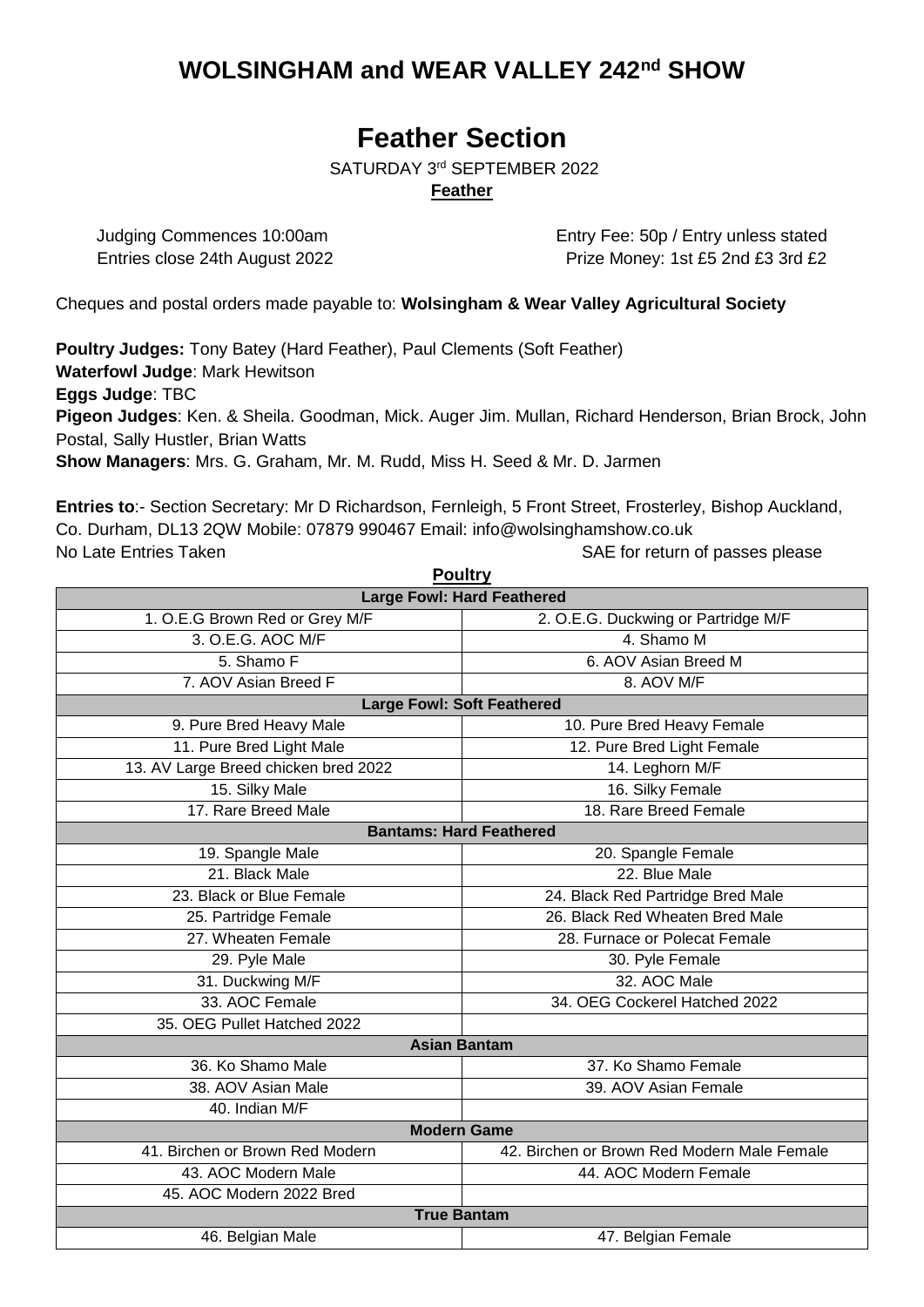# WOLSINGHAM and WEAR VALLEY 242nd SHOW

# Feather Section

SATURDAY 3rd SEPTEMBER 2022

**Feather**

Judging Commences 10:00am
Entries close 24th August 2022

Entry Fee: 50p / Entry unless stated
Prize Money: 1st £5 2nd £3 3rd £2

Cheques and postal orders made payable to: **Wolsingham & Wear Valley Agricultural Society**

**Poultry Judges:** Tony Batey (Hard Feather), Paul Clements (Soft Feather)
**Waterfowl Judge**: Mark Hewitson
**Eggs Judge**: TBC
**Pigeon Judges**: Ken. & Sheila. Goodman, Mick. Auger Jim. Mullan, Richard Henderson, Brian Brock, John Postal, Sally Hustler, Brian Watts
**Show Managers**: Mrs. G. Graham, Mr. M. Rudd, Miss H. Seed & Mr. D. Jarmen

**Entries to**:- Section Secretary: Mr D Richardson, Fernleigh, 5 Front Street, Frosterley, Bishop Auckland, Co. Durham, DL13 2QW Mobile: 07879 990467 Email: info@wolsinghamshow.co.uk
No Late Entries Taken

SAE for return of passes please

**Poultry**

| **Large Fowl: Hard Feathered** | |
|---|---|
| 1. O.E.G Brown Red or Grey M/F | 2. O.E.G. Duckwing or Partridge M/F |
| 3. O.E.G. AOC M/F | 4. Shamo M |
| 5. Shamo F | 6. AOV Asian Breed M |
| 7. AOV Asian Breed F | 8. AOV M/F |
| **Large Fowl: Soft Feathered** | |
| 9. Pure Bred Heavy Male | 10. Pure Bred Heavy Female |
| 11. Pure Bred Light Male | 12. Pure Bred Light Female |
| 13. AV Large Breed chicken bred 2022 | 14. Leghorn M/F |
| 15. Silky Male | 16. Silky Female |
| 17. Rare Breed Male | 18. Rare Breed Female |
| **Bantams: Hard Feathered** | |
| 19. Spangle Male | 20. Spangle Female |
| 21. Black Male | 22. Blue Male |
| 23. Black or Blue Female | 24. Black Red Partridge Bred Male |
| 25. Partridge Female | 26. Black Red Wheaten Bred Male |
| 27. Wheaten Female | 28. Furnace or Polecat Female |
| 29. Pyle Male | 30. Pyle Female |
| 31. Duckwing M/F | 32. AOC Male |
| 33. AOC Female | 34. OEG Cockerel Hatched 2022 |
| 35. OEG Pullet Hatched 2022 | |
| **Asian Bantam** | |
| 36. Ko Shamo Male | 37. Ko Shamo Female |
| 38. AOV Asian Male | 39. AOV Asian Female |
| 40. Indian M/F | |
| **Modern Game** | |
| 41. Birchen or Brown Red Modern | 42. Birchen or Brown Red Modern Male Female |
| 43. AOC Modern Male | 44. AOC Modern Female |
| 45. AOC Modern 2022 Bred | |
| **True Bantam** | |
| 46. Belgian Male | 47. Belgian Female |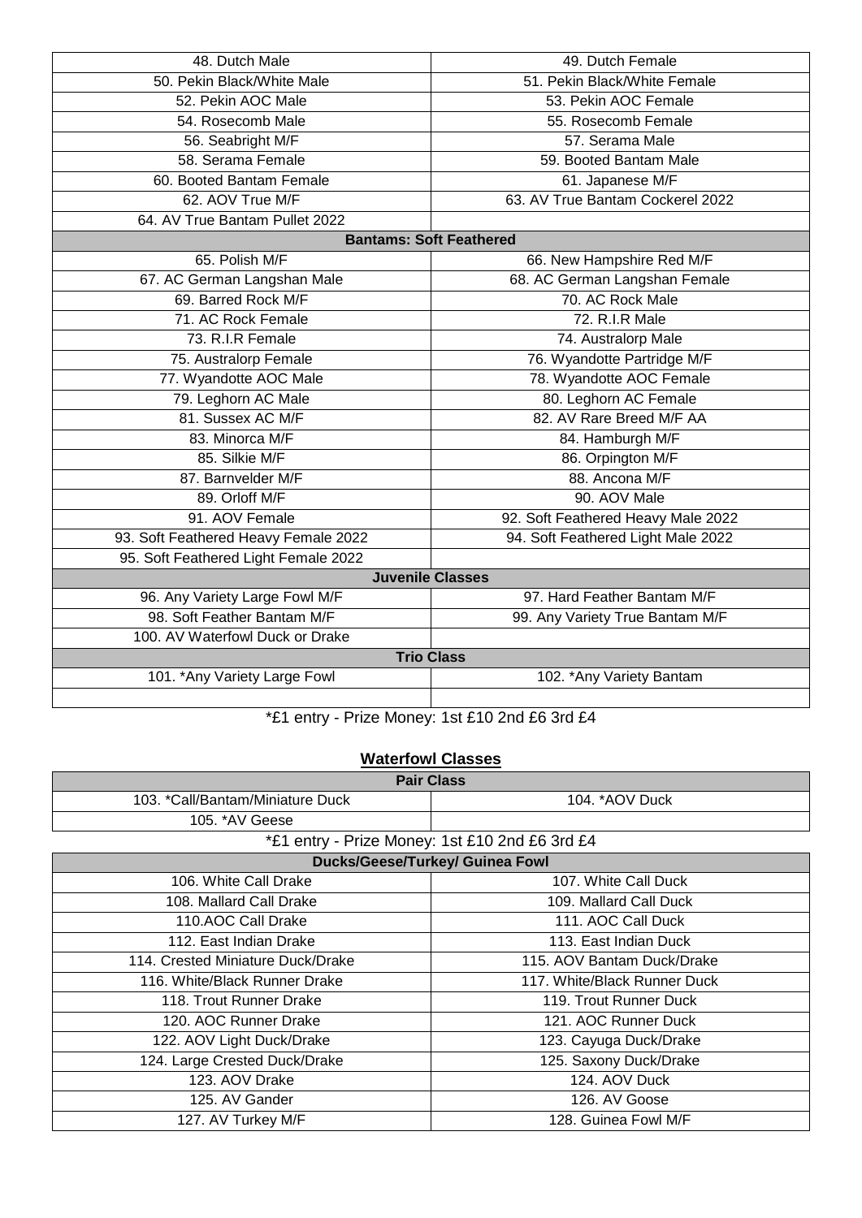| | |
|---|---|
| 48. Dutch Male | 49. Dutch Female |
| 50. Pekin Black/White Male | 51. Pekin Black/White Female |
| 52. Pekin AOC Male | 53. Pekin AOC Female |
| 54. Rosecomb Male | 55. Rosecomb Female |
| 56. Seabright M/F | 57. Serama Male |
| 58. Serama Female | 59. Booted Bantam Male |
| 60. Booted Bantam Female | 61. Japanese M/F |
| 62. AOV True M/F | 63. AV True Bantam Cockerel 2022 |
| 64. AV True Bantam Pullet 2022 | |
| **Bantams: Soft Feathered** | |
| 65. Polish M/F | 66. New Hampshire Red M/F |
| 67. AC German Langshan Male | 68. AC German Langshan Female |
| 69. Barred Rock M/F | 70. AC Rock Male |
| 71. AC Rock Female | 72. R.I.R Male |
| 73. R.I.R Female | 74. Australorp Male |
| 75. Australorp Female | 76. Wyandotte Partridge M/F |
| 77. Wyandotte AOC Male | 78. Wyandotte AOC Female |
| 79. Leghorn AC Male | 80. Leghorn AC Female |
| 81. Sussex AC M/F | 82. AV Rare Breed M/F AA |
| 83. Minorca M/F | 84. Hamburgh M/F |
| 85. Silkie M/F | 86. Orpington M/F |
| 87. Barnvelder M/F | 88. Ancona M/F |
| 89. Orloff M/F | 90. AOV Male |
| 91. AOV Female | 92. Soft Feathered Heavy Male 2022 |
| 93. Soft Feathered Heavy Female 2022 | 94. Soft Feathered Light Male 2022 |
| 95. Soft Feathered Light Female 2022 | |
| **Juvenile Classes** | |
| 96. Any Variety Large Fowl M/F | 97. Hard Feather Bantam M/F |
| 98. Soft Feather Bantam M/F | 99. Any Variety True Bantam M/F |
| 100. AV Waterfowl Duck or Drake | |
| **Trio Class** | |
| 101. *Any Variety Large Fowl | 102. *Any Variety Bantam |
| | |

*£1 entry - Prize Money: 1st £10 2nd £6 3rd £4

## Waterfowl Classes

| **Pair Class** | |
|---|---|
| 103. *Call/Bantam/Miniature Duck | 104. *AOV Duck |
| 105. *AV Geese | |

*£1 entry - Prize Money: 1st £10 2nd £6 3rd £4

| **Ducks/Geese/Turkey/ Guinea Fowl** | |
|---|---|
| 106. White Call Drake | 107. White Call Duck |
| 108. Mallard Call Drake | 109. Mallard Call Duck |
| 110.AOC Call Drake | 111. AOC Call Duck |
| 112. East Indian Drake | 113. East Indian Duck |
| 114. Crested Miniature Duck/Drake | 115. AOV Bantam Duck/Drake |
| 116. White/Black Runner Drake | 117. White/Black Runner Duck |
| 118. Trout Runner Drake | 119. Trout Runner Duck |
| 120. AOC Runner Drake | 121. AOC Runner Duck |
| 122. AOV Light Duck/Drake | 123. Cayuga Duck/Drake |
| 124. Large Crested Duck/Drake | 125. Saxony Duck/Drake |
| 123. AOV Drake | 124. AOV Duck |
| 125. AV Gander | 126. AV Goose |
| 127. AV Turkey M/F | 128. Guinea Fowl M/F |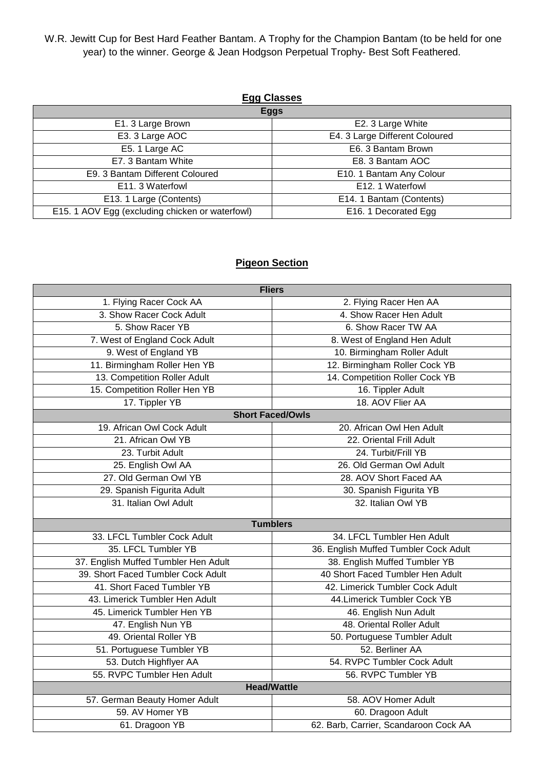W.R. Jewitt Cup for Best Hard Feather Bantam. A Trophy for the Champion Bantam (to be held for one year) to the winner. George & Jean Hodgson Perpetual Trophy- Best Soft Feathered.

## Egg Classes

| Eggs | |
|---|---|
| E1. 3 Large Brown | E2. 3 Large White |
| E3. 3 Large AOC | E4. 3 Large Different Coloured |
| E5. 1 Large AC | E6. 3 Bantam Brown |
| E7. 3 Bantam White | E8. 3 Bantam AOC |
| E9. 3 Bantam Different Coloured | E10. 1 Bantam Any Colour |
| E11. 3 Waterfowl | E12. 1 Waterfowl |
| E13. 1 Large (Contents) | E14. 1 Bantam (Contents) |
| E15. 1 AOV Egg (excluding chicken or waterfowl) | E16. 1 Decorated Egg |

## Pigeon Section

| Fliers | |
|---|---|
| 1. Flying Racer Cock AA | 2. Flying Racer Hen AA |
| 3. Show Racer Cock Adult | 4. Show Racer Hen Adult |
| 5. Show Racer YB | 6. Show Racer TW AA |
| 7. West of England Cock Adult | 8. West of England Hen Adult |
| 9. West of England YB | 10. Birmingham Roller Adult |
| 11. Birmingham Roller Hen YB | 12. Birmingham Roller Cock YB |
| 13. Competition Roller Adult | 14. Competition Roller Cock YB |
| 15. Competition Roller Hen YB | 16. Tippler Adult |
| 17. Tippler YB | 18. AOV Flier AA |
| **Short Faced/Owls** | |
| 19. African Owl Cock Adult | 20. African Owl Hen Adult |
| 21. African Owl YB | 22. Oriental Frill Adult |
| 23. Turbit Adult | 24. Turbit/Frill YB |
| 25. English Owl AA | 26. Old German Owl Adult |
| 27. Old German Owl YB | 28. AOV Short Faced AA |
| 29. Spanish Figurita Adult | 30. Spanish Figurita YB |
| 31. Italian Owl Adult | 32. Italian Owl YB |
| **Tumblers** | |
| 33. LFCL Tumbler Cock Adult | 34. LFCL Tumbler Hen Adult |
| 35. LFCL Tumbler YB | 36. English Muffed Tumbler Cock Adult |
| 37. English Muffed Tumbler Hen Adult | 38. English Muffed Tumbler YB |
| 39. Short Faced Tumbler Cock Adult | 40 Short Faced Tumbler Hen Adult |
| 41. Short Faced Tumbler YB | 42. Limerick Tumbler Cock Adult |
| 43. Limerick Tumbler Hen Adult | 44.Limerick Tumbler Cock YB |
| 45. Limerick Tumbler Hen YB | 46. English Nun Adult |
| 47. English Nun YB | 48. Oriental Roller Adult |
| 49. Oriental Roller YB | 50. Portuguese Tumbler Adult |
| 51. Portuguese Tumbler YB | 52. Berliner AA |
| 53. Dutch Highflyer AA | 54. RVPC Tumbler Cock Adult |
| 55. RVPC Tumbler Hen Adult | 56. RVPC Tumbler YB |
| **Head/Wattle** | |
| 57. German Beauty Homer Adult | 58. AOV Homer Adult |
| 59. AV Homer YB | 60. Dragoon Adult |
| 61. Dragoon YB | 62. Barb, Carrier, Scandaroon Cock AA |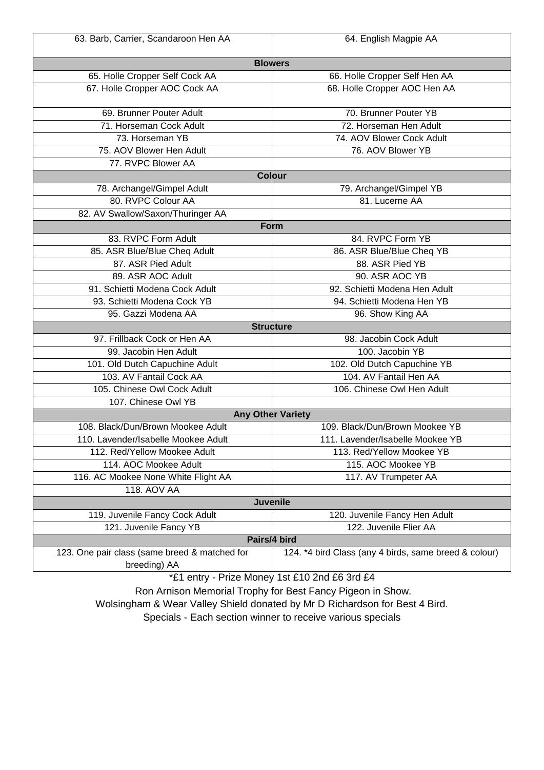| | |
|---|---|
| 63. Barb, Carrier, Scandaroon Hen AA | 64. English Magpie AA |
| **Blowers** | |
| 65. Holle Cropper Self Cock AA | 66. Holle Cropper Self Hen AA |
| 67. Holle Cropper AOC Cock AA | 68. Holle Cropper AOC Hen AA |
| 69. Brunner Pouter Adult | 70. Brunner Pouter YB |
| 71. Horseman Cock Adult | 72. Horseman Hen Adult |
| 73. Horseman YB | 74. AOV Blower Cock Adult |
| 75. AOV Blower Hen Adult | 76. AOV Blower YB |
| 77. RVPC Blower AA | |
| **Colour** | |
| 78. Archangel/Gimpel Adult | 79. Archangel/Gimpel YB |
| 80. RVPC Colour AA | 81. Lucerne AA |
| 82. AV Swallow/Saxon/Thuringer AA | |
| **Form** | |
| 83. RVPC Form Adult | 84. RVPC Form YB |
| 85. ASR Blue/Blue Cheq Adult | 86. ASR Blue/Blue Cheq YB |
| 87. ASR Pied Adult | 88. ASR Pied YB |
| 89. ASR AOC Adult | 90. ASR AOC YB |
| 91. Schietti Modena Cock Adult | 92. Schietti Modena Hen Adult |
| 93. Schietti Modena Cock YB | 94. Schietti Modena Hen YB |
| 95. Gazzi Modena AA | 96. Show King AA |
| **Structure** | |
| 97. Frillback Cock or Hen AA | 98. Jacobin Cock Adult |
| 99. Jacobin Hen Adult | 100. Jacobin YB |
| 101. Old Dutch Capuchine Adult | 102. Old Dutch Capuchine YB |
| 103. AV Fantail Cock AA | 104. AV Fantail Hen AA |
| 105. Chinese Owl Cock Adult | 106. Chinese Owl Hen Adult |
| 107. Chinese Owl YB | |
| **Any Other Variety** | |
| 108. Black/Dun/Brown Mookee Adult | 109. Black/Dun/Brown Mookee YB |
| 110. Lavender/Isabelle Mookee Adult | 111. Lavender/Isabelle Mookee YB |
| 112. Red/Yellow Mookee Adult | 113. Red/Yellow Mookee YB |
| 114. AOC Mookee Adult | 115. AOC Mookee YB |
| 116. AC Mookee None White Flight AA | 117. AV Trumpeter AA |
| 118. AOV AA | |
| **Juvenile** | |
| 119. Juvenile Fancy Cock Adult | 120. Juvenile Fancy Hen Adult |
| 121. Juvenile Fancy YB | 122. Juvenile Flier AA |
| **Pairs/4 bird** | |
| 123. One pair class (same breed & matched for breeding) AA | 124. *4 bird Class (any 4 birds, same breed & colour) |

*£1 entry - Prize Money 1st £10 2nd £6 3rd £4

Ron Arnison Memorial Trophy for Best Fancy Pigeon in Show.

Wolsingham & Wear Valley Shield donated by Mr D Richardson for Best 4 Bird.

Specials - Each section winner to receive various specials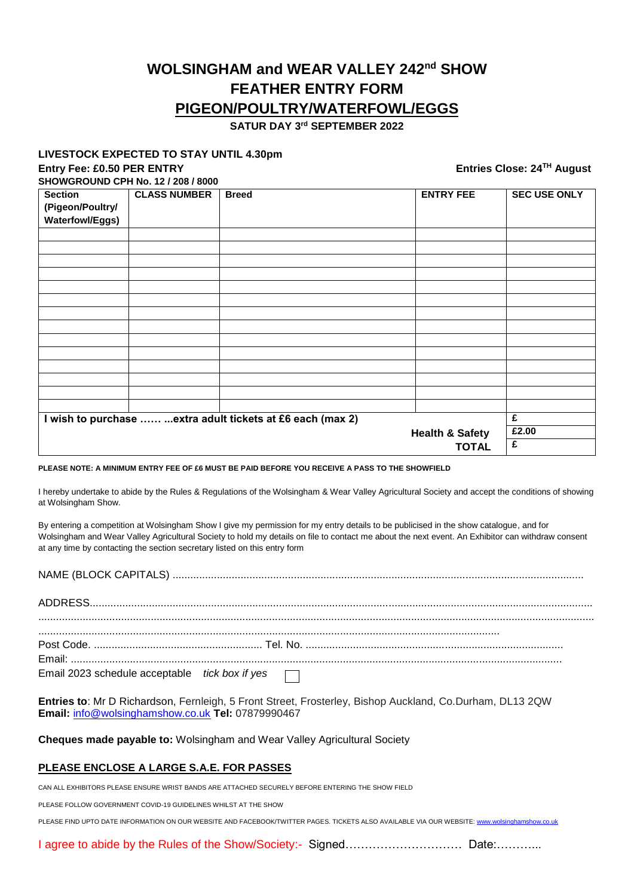# WOLSINGHAM and WEAR VALLEY 242nd SHOW

# FEATHER ENTRY FORM

## PIGEON/POULTRY/WATERFOWL/EGGS

**SATUR DAY 3rd SEPTEMBER 2022**

**LIVESTOCK EXPECTED TO STAY UNTIL 4.30pm**

**Entry Fee: £0.50 PER ENTRY** **Entries Close: 24TH August**

**SHOWGROUND CPH No. 12 / 208 / 8000**

| Section (Pigeon/Poultry/ Waterfowl/Eggs) | CLASS NUMBER | Breed | ENTRY FEE | SEC USE ONLY |
|---|---|---|---|---|
| | | | | |
| | | | | |
| | | | | |
| | | | | |
| | | | | |
| | | | | |
| | | | | |
| | | | | |
| | | | | |
| | | | | |
| | | | | |
| | | | | |
| | | | | |
| | | | | |
| I wish to purchase …… ...extra adult tickets at £6 each (max 2) | | | | £ |
| | | | Health & Safety | £2.00 |
| | | | TOTAL | £ |

**PLEASE NOTE: A MINIMUM ENTRY FEE OF £6 MUST BE PAID BEFORE YOU RECEIVE A PASS TO THE SHOWFIELD**

I hereby undertake to abide by the Rules & Regulations of the Wolsingham & Wear Valley Agricultural Society and accept the conditions of showing at Wolsingham Show.

By entering a competition at Wolsingham Show I give my permission for my entry details to be publicised in the show catalogue, and for Wolsingham and Wear Valley Agricultural Society to hold my details on file to contact me about the next event. An Exhibitor can withdraw consent at any time by contacting the section secretary listed on this entry form

NAME (BLOCK CAPITALS) ..........................................................................................................................................

ADDRESS.........................................................................................................................................................................
..........................................................................................................................................................................................
..........................................................................................................................................................

Post Code. ......................................................... Tel. No. ......................................................................................

Email: ...............................................................................................................................................................

Email 2023 schedule acceptable *tick box if yes* ☐

**Entries to**: Mr D Richardson, Fernleigh, 5 Front Street, Frosterley, Bishop Auckland, Co.Durham, DL13 2QW
**Email:** info@wolsinghamshow.co.uk **Tel:** 07879990467

**Cheques made payable to:** Wolsingham and Wear Valley Agricultural Society

**PLEASE ENCLOSE A LARGE S.A.E. FOR PASSES**

CAN ALL EXHIBITORS PLEASE ENSURE WRIST BANDS ARE ATTACHED SECURELY BEFORE ENTERING THE SHOW FIELD

PLEASE FOLLOW GOVERNMENT COVID-19 GUIDELINES WHILST AT THE SHOW

PLEASE FIND UPTO DATE INFORMATION ON OUR WEBSITE AND FACEBOOK/TWITTER PAGES. TICKETS ALSO AVAILABLE VIA OUR WEBSITE: www.wolsinghamshow.co.uk

I agree to abide by the Rules of the Show/Society:- Signed………………………… Date:………...